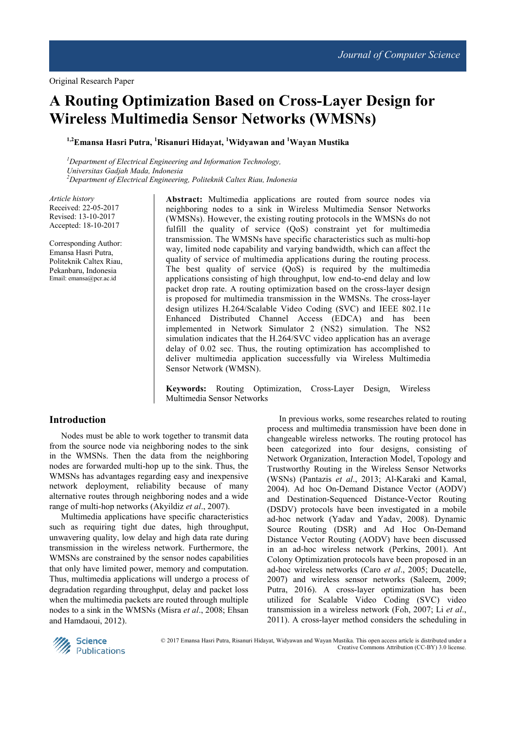Original Research Paper

# A Routing Optimization Based on Cross-Layer Design for Wireless Multimedia Sensor Networks (WMSNs)

**[1,2]Emansa Hasri Putra, [1]Risanuri Hidayat, [1]Widyawan and [1]Wayan Mustika**

*[1]Department of Electrical Engineering and Information Technology, Universitas Gadjah Mada, Indonesia*
*[2]Department of Electrical Engineering, Politeknik Caltex Riau, Indonesia*

*Article history*
Received: 22-05-2017
Revised: 13-10-2017
Accepted: 18-10-2017

Corresponding Author:
Emansa Hasri Putra,
Politeknik Caltex Riau,
Pekanbaru, Indonesia
Email: emansa@pcr.ac.id

**Abstract:** Multimedia applications are routed from source nodes via neighboring nodes to a sink in Wireless Multimedia Sensor Networks (WMSNs). However, the existing routing protocols in the WMSNs do not fulfill the quality of service (QoS) constraint yet for multimedia transmission. The WMSNs have specific characteristics such as multi-hop way, limited node capability and varying bandwidth, which can affect the quality of service of multimedia applications during the routing process. The best quality of service (QoS) is required by the multimedia applications consisting of high throughput, low end-to-end delay and low packet drop rate. A routing optimization based on the cross-layer design is proposed for multimedia transmission in the WMSNs. The cross-layer design utilizes H.264/Scalable Video Coding (SVC) and IEEE 802.11e Enhanced Distributed Channel Access (EDCA) and has been implemented in Network Simulator 2 (NS2) simulation. The NS2 simulation indicates that the H.264/SVC video application has an average delay of 0.02 sec. Thus, the routing optimization has accomplished to deliver multimedia application successfully via Wireless Multimedia Sensor Network (WMSN).

**Keywords:** Routing Optimization, Cross-Layer Design, Wireless Multimedia Sensor Networks

## Introduction

Nodes must be able to work together to transmit data from the source node via neighboring nodes to the sink in the WMSNs. Then the data from the neighboring nodes are forwarded multi-hop up to the sink. Thus, the WMSNs has advantages regarding easy and inexpensive network deployment, reliability because of many alternative routes through neighboring nodes and a wide range of multi-hop networks (Akyildiz *et al*., 2007).

Multimedia applications have specific characteristics such as requiring tight due dates, high throughput, unwavering quality, low delay and high data rate during transmission in the wireless network. Furthermore, the WMSNs are constrained by the sensor nodes capabilities that only have limited power, memory and computation. Thus, multimedia applications will undergo a process of degradation regarding throughput, delay and packet loss when the multimedia packets are routed through multiple nodes to a sink in the WMSNs (Misra *et al*., 2008; Ehsan and Hamdaoui, 2012).

In previous works, some researches related to routing process and multimedia transmission have been done in changeable wireless networks. The routing protocol has been categorized into four designs, consisting of Network Organization, Interaction Model, Topology and Trustworthy Routing in the Wireless Sensor Networks (WSNs) (Pantazis *et al*., 2013; Al-Karaki and Kamal, 2004). Ad hoc On-Demand Distance Vector (AODV) and Destination-Sequenced Distance-Vector Routing (DSDV) protocols have been investigated in a mobile ad-hoc network (Yadav and Yadav, 2008). Dynamic Source Routing (DSR) and Ad Hoc On-Demand Distance Vector Routing (AODV) have been discussed in an ad-hoc wireless network (Perkins, 2001). Ant Colony Optimization protocols have been proposed in an ad-hoc wireless networks (Caro *et al*., 2005; Ducatelle, 2007) and wireless sensor networks (Saleem, 2009; Putra, 2016). A cross-layer optimization has been utilized for Scalable Video Coding (SVC) video transmission in a wireless network (Foh, 2007; Li *et al*., 2011). A cross-layer method considers the scheduling in

© 2017 Emansa Hasri Putra, Risanuri Hidayat, Widyawan and Wayan Mustika. This open access article is distributed under a Creative Commons Attribution (CC-BY) 3.0 license.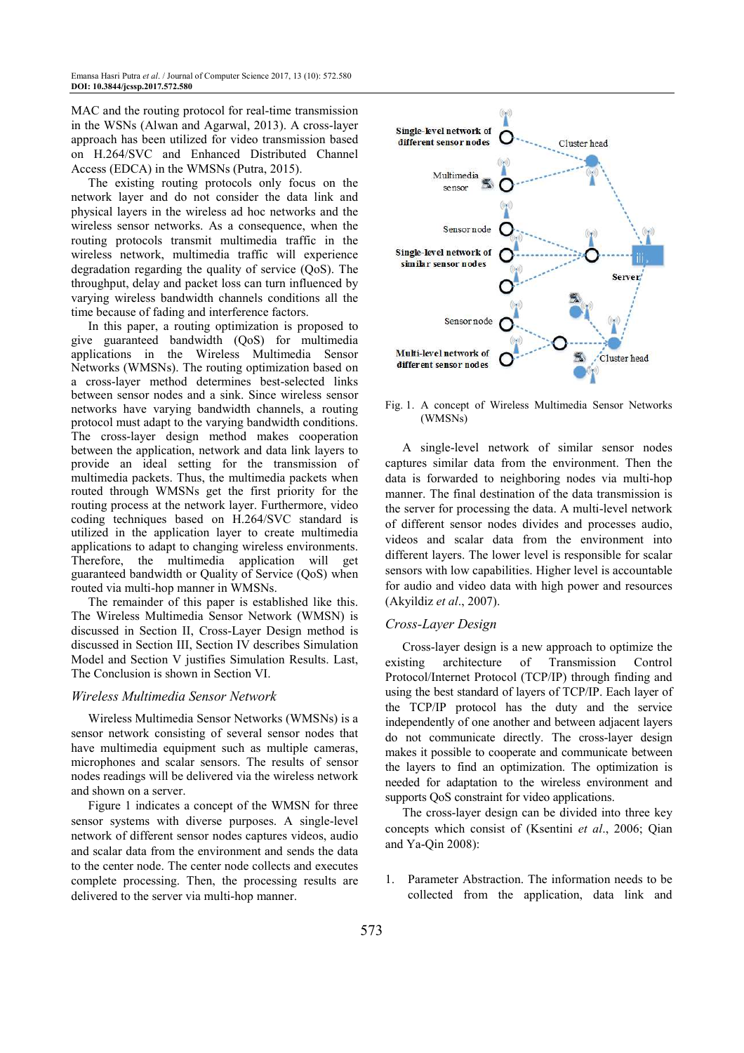MAC and the routing protocol for real-time transmission in the WSNs (Alwan and Agarwal, 2013). A cross-layer approach has been utilized for video transmission based on H.264/SVC and Enhanced Distributed Channel Access (EDCA) in the WMSNs (Putra, 2015).

The existing routing protocols only focus on the network layer and do not consider the data link and physical layers in the wireless ad hoc networks and the wireless sensor networks. As a consequence, when the routing protocols transmit multimedia traffic in the wireless network, multimedia traffic will experience degradation regarding the quality of service (QoS). The throughput, delay and packet loss can turn influenced by varying wireless bandwidth channels conditions all the time because of fading and interference factors.

In this paper, a routing optimization is proposed to give guaranteed bandwidth (QoS) for multimedia applications in the Wireless Multimedia Sensor Networks (WMSNs). The routing optimization based on a cross-layer method determines best-selected links between sensor nodes and a sink. Since wireless sensor networks have varying bandwidth channels, a routing protocol must adapt to the varying bandwidth conditions. The cross-layer design method makes cooperation between the application, network and data link layers to provide an ideal setting for the transmission of multimedia packets. Thus, the multimedia packets when routed through WMSNs get the first priority for the routing process at the network layer. Furthermore, video coding techniques based on H.264/SVC standard is utilized in the application layer to create multimedia applications to adapt to changing wireless environments. Therefore, the multimedia application will get guaranteed bandwidth or Quality of Service (QoS) when routed via multi-hop manner in WMSNs.

The remainder of this paper is established like this. The Wireless Multimedia Sensor Network (WMSN) is discussed in Section II, Cross-Layer Design method is discussed in Section III, Section IV describes Simulation Model and Section V justifies Simulation Results. Last, The Conclusion is shown in Section VI.

## *Wireless Multimedia Sensor Network*

Wireless Multimedia Sensor Networks (WMSNs) is a sensor network consisting of several sensor nodes that have multimedia equipment such as multiple cameras, microphones and scalar sensors. The results of sensor nodes readings will be delivered via the wireless network and shown on a server.

Figure 1 indicates a concept of the WMSN for three sensor systems with diverse purposes. A single-level network of different sensor nodes captures videos, audio and scalar data from the environment and sends the data to the center node. The center node collects and executes complete processing. Then, the processing results are delivered to the server via multi-hop manner.

Fig. 1. A concept of Wireless Multimedia Sensor Networks (WMSNs)

A single-level network of similar sensor nodes captures similar data from the environment. Then the data is forwarded to neighboring nodes via multi-hop manner. The final destination of the data transmission is the server for processing the data. A multi-level network of different sensor nodes divides and processes audio, videos and scalar data from the environment into different layers. The lower level is responsible for scalar sensors with low capabilities. Higher level is accountable for audio and video data with high power and resources (Akyildiz *et al*., 2007).

## *Cross-Layer Design*

Cross-layer design is a new approach to optimize the existing architecture of Transmission Control Protocol/Internet Protocol (TCP/IP) through finding and using the best standard of layers of TCP/IP. Each layer of the TCP/IP protocol has the duty and the service independently of one another and between adjacent layers do not communicate directly. The cross-layer design makes it possible to cooperate and communicate between the layers to find an optimization. The optimization is needed for adaptation to the wireless environment and supports QoS constraint for video applications.

The cross-layer design can be divided into three key concepts which consist of (Ksentini *et al*., 2006; Qian and Ya-Qin 2008):

1. Parameter Abstraction. The information needs to be collected from the application, data link and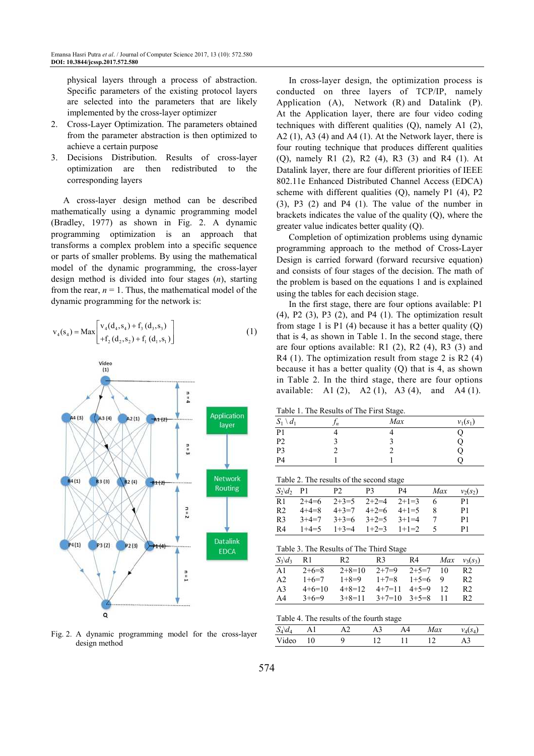physical layers through a process of abstraction. Specific parameters of the existing protocol layers are selected into the parameters that are likely implemented by the cross-layer optimizer

2. Cross-Layer Optimization. The parameters obtained from the parameter abstraction is then optimized to achieve a certain purpose
3. Decisions Distribution. Results of cross-layer optimization are then redistributed to the corresponding layers

A cross-layer design method can be described mathematically using a dynamic programming model (Bradley, 1977) as shown in Fig. 2. A dynamic programming optimization is an approach that transforms a complex problem into a specific sequence or parts of smaller problems. By using the mathematical model of the dynamic programming, the cross-layer design method is divided into four stages ($n$), starting from the rear, $n = 1$. Thus, the mathematical model of the dynamic programming for the network is:

$$v_4(s_4) = \text{Max}\begin{bmatrix} v_4(d_4, s_4) + f_3(d_3, s_3) \\ + f_2(d_2, s_2) + f_1(d_1, s_1) \end{bmatrix} \tag{1}$$

Fig. 2. A dynamic programming model for the cross-layer design method

In cross-layer design, the optimization process is conducted on three layers of TCP/IP, namely Application (A), Network (R) and Datalink (P). At the Application layer, there are four video coding techniques with different qualities (Q), namely A1 (2), A2 (1), A3 (4) and A4 (1). At the Network layer, there is four routing technique that produces different qualities (Q), namely R1 (2), R2 (4), R3 (3) and R4 (1). At Datalink layer, there are four different priorities of IEEE 802.11e Enhanced Distributed Channel Access (EDCA) scheme with different qualities (Q), namely P1 (4), P2 (3), P3 (2) and P4 (1). The value of the number in brackets indicates the value of the quality (Q), where the greater value indicates better quality (Q).

Completion of optimization problems using dynamic programming approach to the method of Cross-Layer Design is carried forward (forward recursive equation) and consists of four stages of the decision. The math of the problem is based on the equations 1 and is explained using the tables for each decision stage.

In the first stage, there are four options available: P1 (4), P2 (3), P3 (2), and P4 (1). The optimization result from stage 1 is P1 (4) because it has a better quality (Q) that is 4, as shown in Table 1. In the second stage, there are four options available: R1 (2), R2 (4), R3 (3) and R4 (1). The optimization result from stage 2 is R2 (4) because it has a better quality (Q) that is 4, as shown in Table 2. In the third stage, there are four options available: A1 (2), A2 (1), A3 (4), and A4 (1).

Table 1. The Results of The First Stage.

| $S_1 \setminus d_1$ | $f_n$ | *Max* | $v_1(s_1)$ |
|---|---|---|---|
| P1 | 4 | 4 | Q |
| P2 | 3 | 3 | Q |
| P3 | 2 | 2 | Q |
| P4 | 1 | 1 | Q |

Table 2. The results of the second stage

| $S_2 \setminus d_2$ | P1 | P2 | P3 | P4 | *Max* | $v_2(s_2)$ |
|---|---|---|---|---|---|---|
| R1 | 2+4=6 | 2+3=5 | 2+2=4 | 2+1=3 | 6 | P1 |
| R2 | 4+4=8 | 4+3=7 | 4+2=6 | 4+1=5 | 8 | P1 |
| R3 | 3+4=7 | 3+3=6 | 3+2=5 | 3+1=4 | 7 | P1 |
| R4 | 1+4=5 | 1+3=4 | 1+2=3 | 1+1=2 | 5 | P1 |

Table 3. The Results of The Third Stage

| $S_3 \setminus d_3$ | R1 | R2 | R3 | R4 | *Max* | $v_3(s_3)$ |
|---|---|---|---|---|---|---|
| A1 | 2+6=8 | 2+8=10 | 2+7=9 | 2+5=7 | 10 | R2 |
| A2 | 1+6=7 | 1+8=9 | 1+7=8 | 1+5=6 | 9 | R2 |
| A3 | 4+6=10 | 4+8=12 | 4+7=11 | 4+5=9 | 12 | R2 |
| A4 | 3+6=9 | 3+8=11 | 3+7=10 | 3+5=8 | 11 | R2 |

Table 4. The results of the fourth stage

| $S_4 \setminus d_4$ | A1 | A2 | A3 | A4 | *Max* | $v_4(s_4)$ |
|---|---|---|---|---|---|---|
| Video | 10 | 9 | 12 | 11 | 12 | A3 |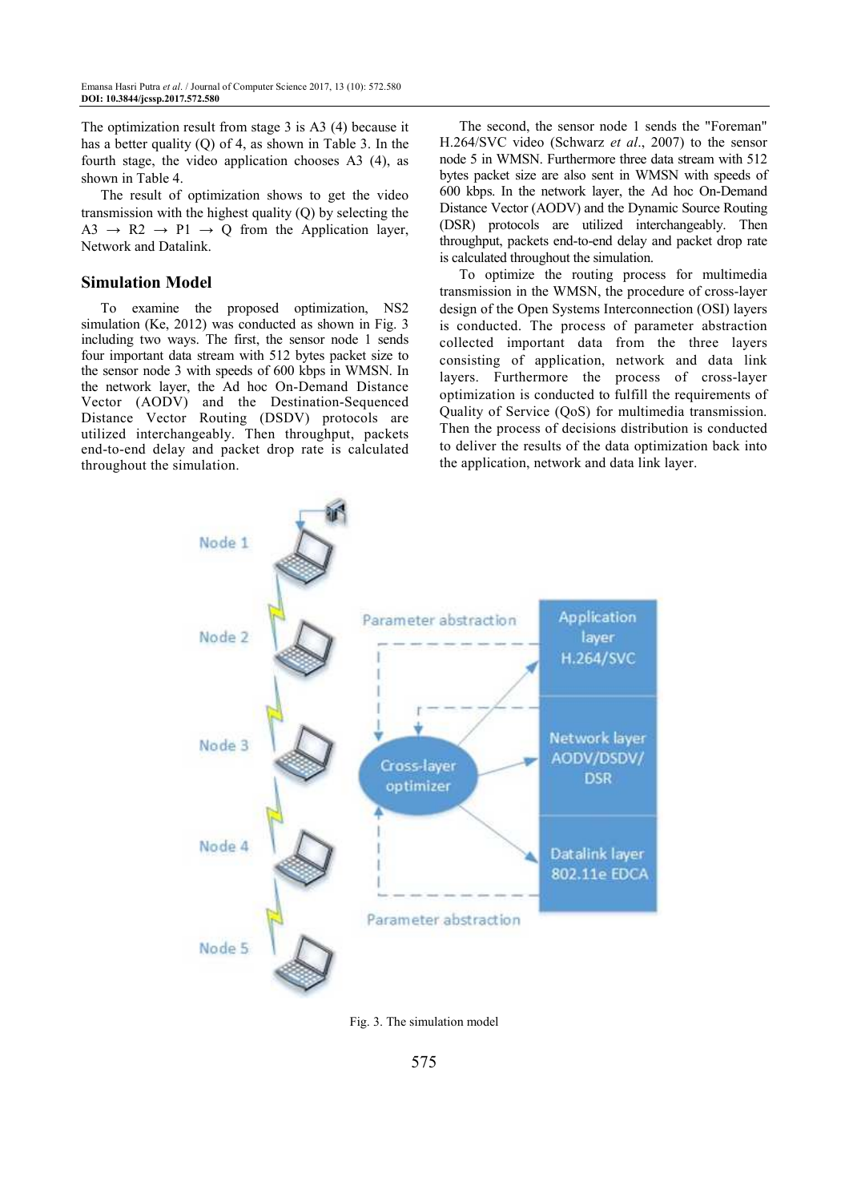The optimization result from stage 3 is A3 (4) because it has a better quality (Q) of 4, as shown in Table 3. In the fourth stage, the video application chooses A3 (4), as shown in Table 4.

The result of optimization shows to get the video transmission with the highest quality (Q) by selecting the A3 → R2 → P1 → Q from the Application layer, Network and Datalink.

## Simulation Model

To examine the proposed optimization, NS2 simulation (Ke, 2012) was conducted as shown in Fig. 3 including two ways. The first, the sensor node 1 sends four important data stream with 512 bytes packet size to the sensor node 3 with speeds of 600 kbps in WMSN. In the network layer, the Ad hoc On-Demand Distance Vector (AODV) and the Destination-Sequenced Distance Vector Routing (DSDV) protocols are utilized interchangeably. Then throughput, packets end-to-end delay and packet drop rate is calculated throughout the simulation.

The second, the sensor node 1 sends the "Foreman" H.264/SVC video (Schwarz *et al*., 2007) to the sensor node 5 in WMSN. Furthermore three data stream with 512 bytes packet size are also sent in WMSN with speeds of 600 kbps. In the network layer, the Ad hoc On-Demand Distance Vector (AODV) and the Dynamic Source Routing (DSR) protocols are utilized interchangeably. Then throughput, packets end-to-end delay and packet drop rate is calculated throughout the simulation.

To optimize the routing process for multimedia transmission in the WMSN, the procedure of cross-layer design of the Open Systems Interconnection (OSI) layers is conducted. The process of parameter abstraction collected important data from the three layers consisting of application, network and data link layers. Furthermore the process of cross-layer optimization is conducted to fulfill the requirements of Quality of Service (QoS) for multimedia transmission. Then the process of decisions distribution is conducted to deliver the results of the data optimization back into the application, network and data link layer.

Fig. 3. The simulation model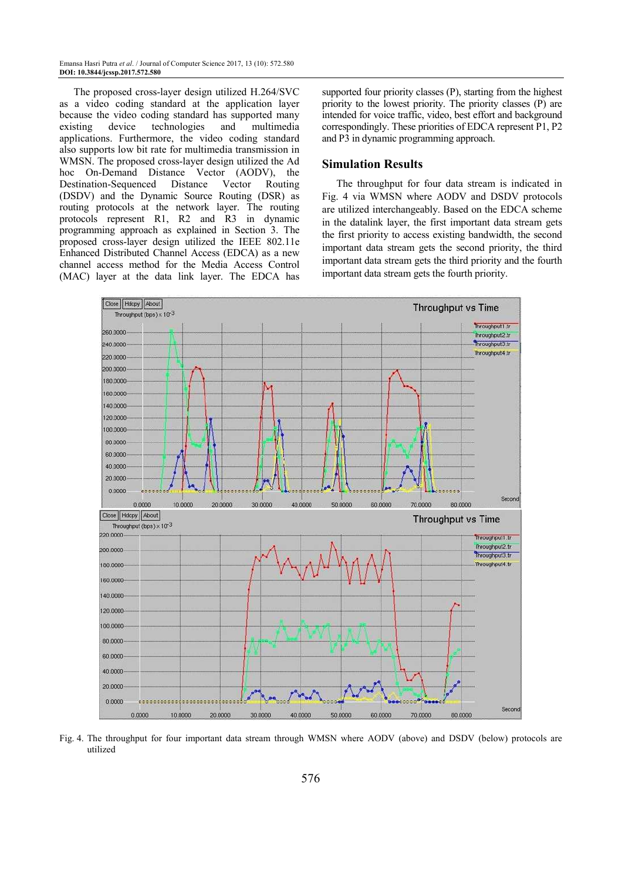The proposed cross-layer design utilized H.264/SVC as a video coding standard at the application layer because the video coding standard has supported many existing device technologies and multimedia applications. Furthermore, the video coding standard also supports low bit rate for multimedia transmission in WMSN. The proposed cross-layer design utilized the Ad hoc On-Demand Distance Vector (AODV), the Destination-Sequenced Distance Vector Routing (DSDV) and the Dynamic Source Routing (DSR) as routing protocols at the network layer. The routing protocols represent R1, R2 and R3 in dynamic programming approach as explained in Section 3. The proposed cross-layer design utilized the IEEE 802.11e Enhanced Distributed Channel Access (EDCA) as a new channel access method for the Media Access Control (MAC) layer at the data link layer. The EDCA has supported four priority classes (P), starting from the highest priority to the lowest priority. The priority classes (P) are intended for voice traffic, video, best effort and background correspondingly. These priorities of EDCA represent P1, P2 and P3 in dynamic programming approach.

## Simulation Results

The throughput for four data stream is indicated in Fig. 4 via WMSN where AODV and DSDV protocols are utilized interchangeably. Based on the EDCA scheme in the datalink layer, the first important data stream gets the first priority to access existing bandwidth, the second important data stream gets the second priority, the third important data stream gets the third priority and the fourth important data stream gets the fourth priority.

Fig. 4. The throughput for four important data stream through WMSN where AODV (above) and DSDV (below) protocols are utilized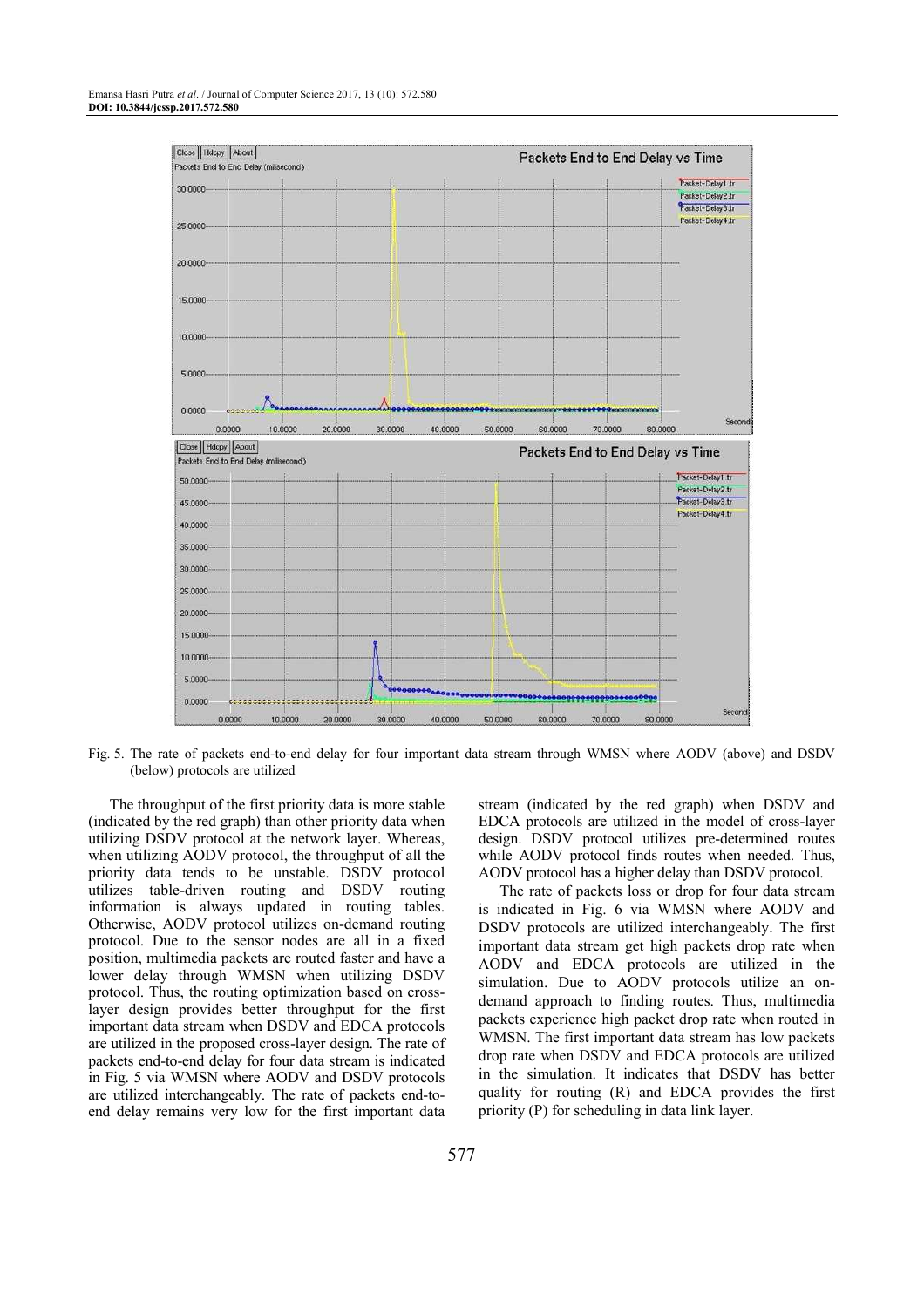Fig. 5. The rate of packets end-to-end delay for four important data stream through WMSN where AODV (above) and DSDV (below) protocols are utilized

The throughput of the first priority data is more stable (indicated by the red graph) than other priority data when utilizing DSDV protocol at the network layer. Whereas, when utilizing AODV protocol, the throughput of all the priority data tends to be unstable. DSDV protocol utilizes table-driven routing and DSDV routing information is always updated in routing tables. Otherwise, AODV protocol utilizes on-demand routing protocol. Due to the sensor nodes are all in a fixed position, multimedia packets are routed faster and have a lower delay through WMSN when utilizing DSDV protocol. Thus, the routing optimization based on cross-layer design provides better throughput for the first important data stream when DSDV and EDCA protocols are utilized in the proposed cross-layer design. The rate of packets end-to-end delay for four data stream is indicated in Fig. 5 via WMSN where AODV and DSDV protocols are utilized interchangeably. The rate of packets end-to-end delay remains very low for the first important data stream (indicated by the red graph) when DSDV and EDCA protocols are utilized in the model of cross-layer design. DSDV protocol utilizes pre-determined routes while AODV protocol finds routes when needed. Thus, AODV protocol has a higher delay than DSDV protocol.

The rate of packets loss or drop for four data stream is indicated in Fig. 6 via WMSN where AODV and DSDV protocols are utilized interchangeably. The first important data stream get high packets drop rate when AODV and EDCA protocols are utilized in the simulation. Due to AODV protocols utilize an on-demand approach to finding routes. Thus, multimedia packets experience high packet drop rate when routed in WMSN. The first important data stream has low packets drop rate when DSDV and EDCA protocols are utilized in the simulation. It indicates that DSDV has better quality for routing (R) and EDCA provides the first priority (P) for scheduling in data link layer.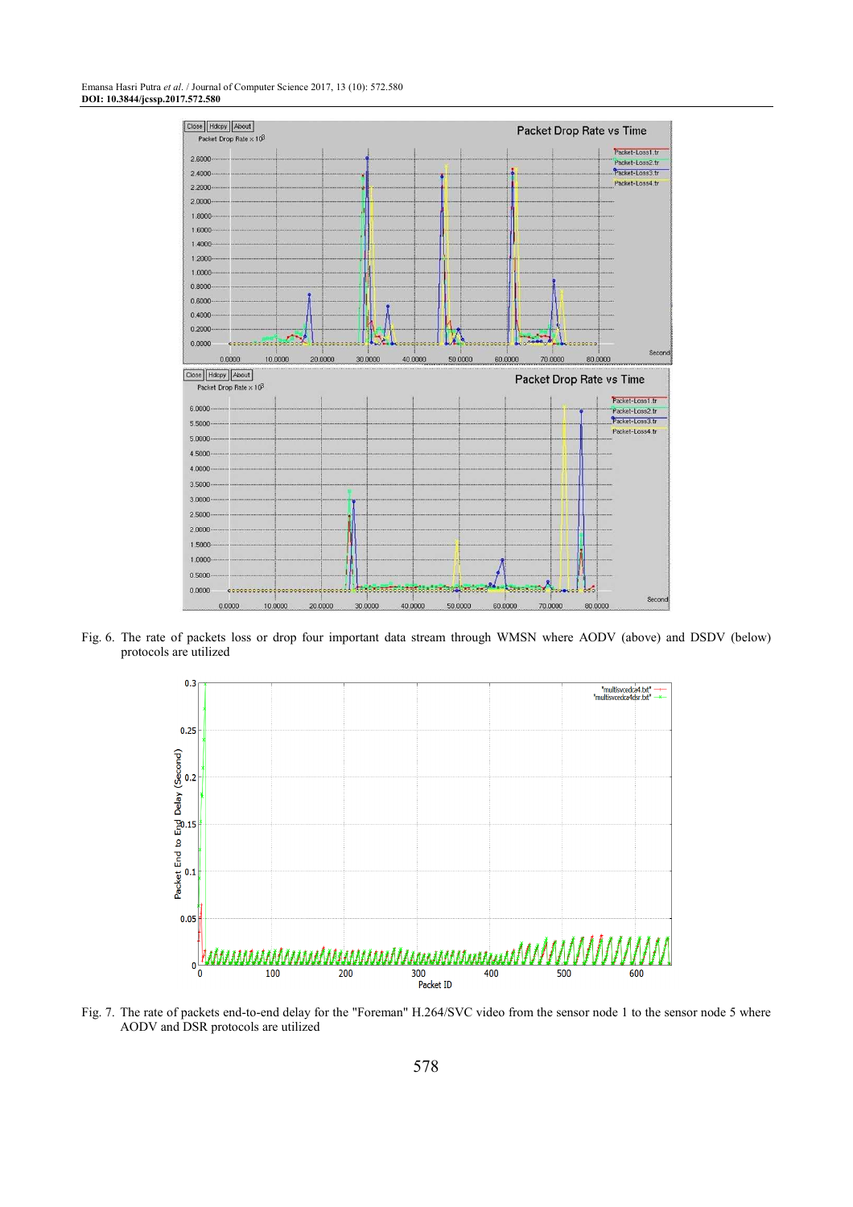Fig. 6. The rate of packets loss or drop four important data stream through WMSN where AODV (above) and DSDV (below) protocols are utilized

Fig. 7. The rate of packets end-to-end delay for the "Foreman" H.264/SVC video from the sensor node 1 to the sensor node 5 where AODV and DSR protocols are utilized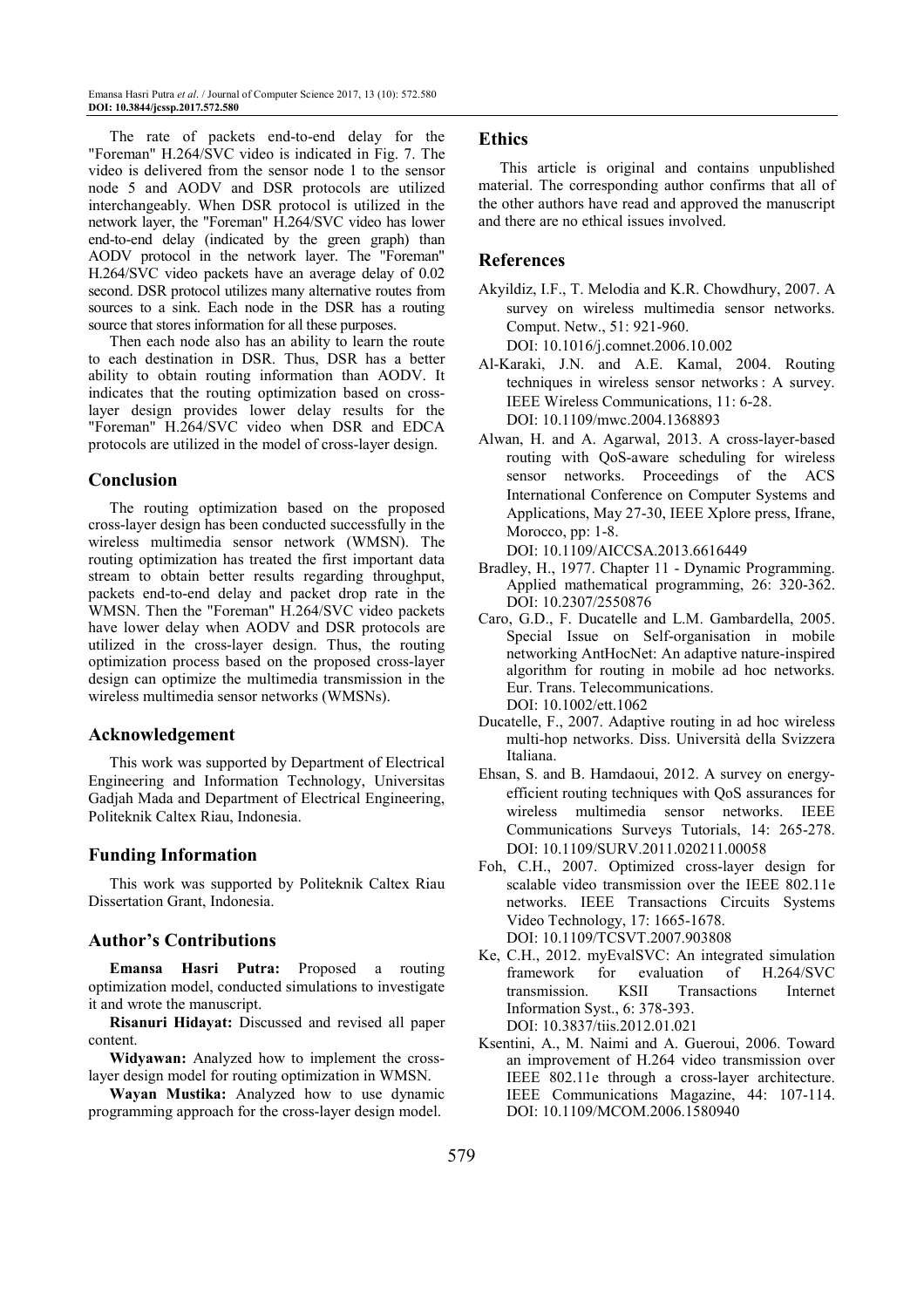The rate of packets end-to-end delay for the "Foreman" H.264/SVC video is indicated in Fig. 7. The video is delivered from the sensor node 1 to the sensor node 5 and AODV and DSR protocols are utilized interchangeably. When DSR protocol is utilized in the network layer, the "Foreman" H.264/SVC video has lower end-to-end delay (indicated by the green graph) than AODV protocol in the network layer. The "Foreman" H.264/SVC video packets have an average delay of 0.02 second. DSR protocol utilizes many alternative routes from sources to a sink. Each node in the DSR has a routing source that stores information for all these purposes.

Then each node also has an ability to learn the route to each destination in DSR. Thus, DSR has a better ability to obtain routing information than AODV. It indicates that the routing optimization based on cross-layer design provides lower delay results for the "Foreman" H.264/SVC video when DSR and EDCA protocols are utilized in the model of cross-layer design.

## Conclusion

The routing optimization based on the proposed cross-layer design has been conducted successfully in the wireless multimedia sensor network (WMSN). The routing optimization has treated the first important data stream to obtain better results regarding throughput, packets end-to-end delay and packet drop rate in the WMSN. Then the "Foreman" H.264/SVC video packets have lower delay when AODV and DSR protocols are utilized in the cross-layer design. Thus, the routing optimization process based on the proposed cross-layer design can optimize the multimedia transmission in the wireless multimedia sensor networks (WMSNs).

## Acknowledgement

This work was supported by Department of Electrical Engineering and Information Technology, Universitas Gadjah Mada and Department of Electrical Engineering, Politeknik Caltex Riau, Indonesia.

## Funding Information

This work was supported by Politeknik Caltex Riau Dissertation Grant, Indonesia.

## Author's Contributions

**Emansa Hasri Putra:** Proposed a routing optimization model, conducted simulations to investigate it and wrote the manuscript.

**Risanuri Hidayat:** Discussed and revised all paper content.

**Widyawan:** Analyzed how to implement the cross-layer design model for routing optimization in WMSN.

**Wayan Mustika:** Analyzed how to use dynamic programming approach for the cross-layer design model.

## Ethics

This article is original and contains unpublished material. The corresponding author confirms that all of the other authors have read and approved the manuscript and there are no ethical issues involved.

## References

Akyildiz, I.F., T. Melodia and K.R. Chowdhury, 2007. A survey on wireless multimedia sensor networks. Comput. Netw., 51: 921-960. DOI: 10.1016/j.comnet.2006.10.002

Al-Karaki, J.N. and A.E. Kamal, 2004. Routing techniques in wireless sensor networks : A survey. IEEE Wireless Communications, 11: 6-28. DOI: 10.1109/mwc.2004.1368893

Alwan, H. and A. Agarwal, 2013. A cross-layer-based routing with QoS-aware scheduling for wireless sensor networks. Proceedings of the ACS International Conference on Computer Systems and Applications, May 27-30, IEEE Xplore press, Ifrane, Morocco, pp: 1-8. DOI: 10.1109/AICCSA.2013.6616449

Bradley, H., 1977. Chapter 11 - Dynamic Programming. Applied mathematical programming, 26: 320-362. DOI: 10.2307/2550876

Caro, G.D., F. Ducatelle and L.M. Gambardella, 2005. Special Issue on Self-organisation in mobile networking AntHocNet: An adaptive nature-inspired algorithm for routing in mobile ad hoc networks. Eur. Trans. Telecommunications. DOI: 10.1002/ett.1062

Ducatelle, F., 2007. Adaptive routing in ad hoc wireless multi-hop networks. Diss. Università della Svizzera Italiana.

Ehsan, S. and B. Hamdaoui, 2012. A survey on energy-efficient routing techniques with QoS assurances for wireless multimedia sensor networks. IEEE Communications Surveys Tutorials, 14: 265-278. DOI: 10.1109/SURV.2011.020211.00058

Foh, C.H., 2007. Optimized cross-layer design for scalable video transmission over the IEEE 802.11e networks. IEEE Transactions Circuits Systems Video Technology, 17: 1665-1678. DOI: 10.1109/TCSVT.2007.903808

Ke, C.H., 2012. myEvalSVC: An integrated simulation framework for evaluation of H.264/SVC transmission. KSII Transactions Internet Information Syst., 6: 378-393. DOI: 10.3837/tiis.2012.01.021

Ksentini, A., M. Naimi and A. Gueroui, 2006. Toward an improvement of H.264 video transmission over IEEE 802.11e through a cross-layer architecture. IEEE Communications Magazine, 44: 107-114. DOI: 10.1109/MCOM.2006.1580940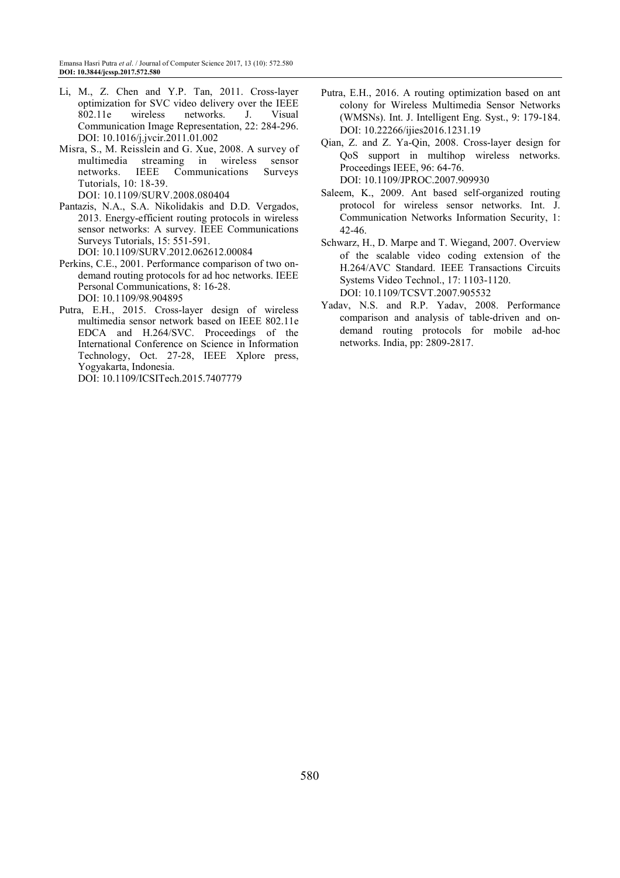Li, M., Z. Chen and Y.P. Tan, 2011. Cross-layer optimization for SVC video delivery over the IEEE 802.11e wireless networks. J. Visual Communication Image Representation, 22: 284-296. DOI: 10.1016/j.jvcir.2011.01.002

Misra, S., M. Reisslein and G. Xue, 2008. A survey of multimedia streaming in wireless sensor networks. IEEE Communications Surveys Tutorials, 10: 18-39. DOI: 10.1109/SURV.2008.080404

Pantazis, N.A., S.A. Nikolidakis and D.D. Vergados, 2013. Energy-efficient routing protocols in wireless sensor networks: A survey. IEEE Communications Surveys Tutorials, 15: 551-591. DOI: 10.1109/SURV.2012.062612.00084

Perkins, C.E., 2001. Performance comparison of two on-demand routing protocols for ad hoc networks. IEEE Personal Communications, 8: 16-28. DOI: 10.1109/98.904895

Putra, E.H., 2015. Cross-layer design of wireless multimedia sensor network based on IEEE 802.11e EDCA and H.264/SVC. Proceedings of the International Conference on Science in Information Technology, Oct. 27-28, IEEE Xplore press, Yogyakarta, Indonesia. DOI: 10.1109/ICSITech.2015.7407779

Putra, E.H., 2016. A routing optimization based on ant colony for Wireless Multimedia Sensor Networks (WMSNs). Int. J. Intelligent Eng. Syst., 9: 179-184. DOI: 10.22266/ijies2016.1231.19

Qian, Z. and Z. Ya-Qin, 2008. Cross-layer design for QoS support in multihop wireless networks. Proceedings IEEE, 96: 64-76. DOI: 10.1109/JPROC.2007.909930

Saleem, K., 2009. Ant based self-organized routing protocol for wireless sensor networks. Int. J. Communication Networks Information Security, 1: 42-46.

Schwarz, H., D. Marpe and T. Wiegand, 2007. Overview of the scalable video coding extension of the H.264/AVC Standard. IEEE Transactions Circuits Systems Video Technol., 17: 1103-1120. DOI: 10.1109/TCSVT.2007.905532

Yadav, N.S. and R.P. Yadav, 2008. Performance comparison and analysis of table-driven and on-demand routing protocols for mobile ad-hoc networks. India, pp: 2809-2817.